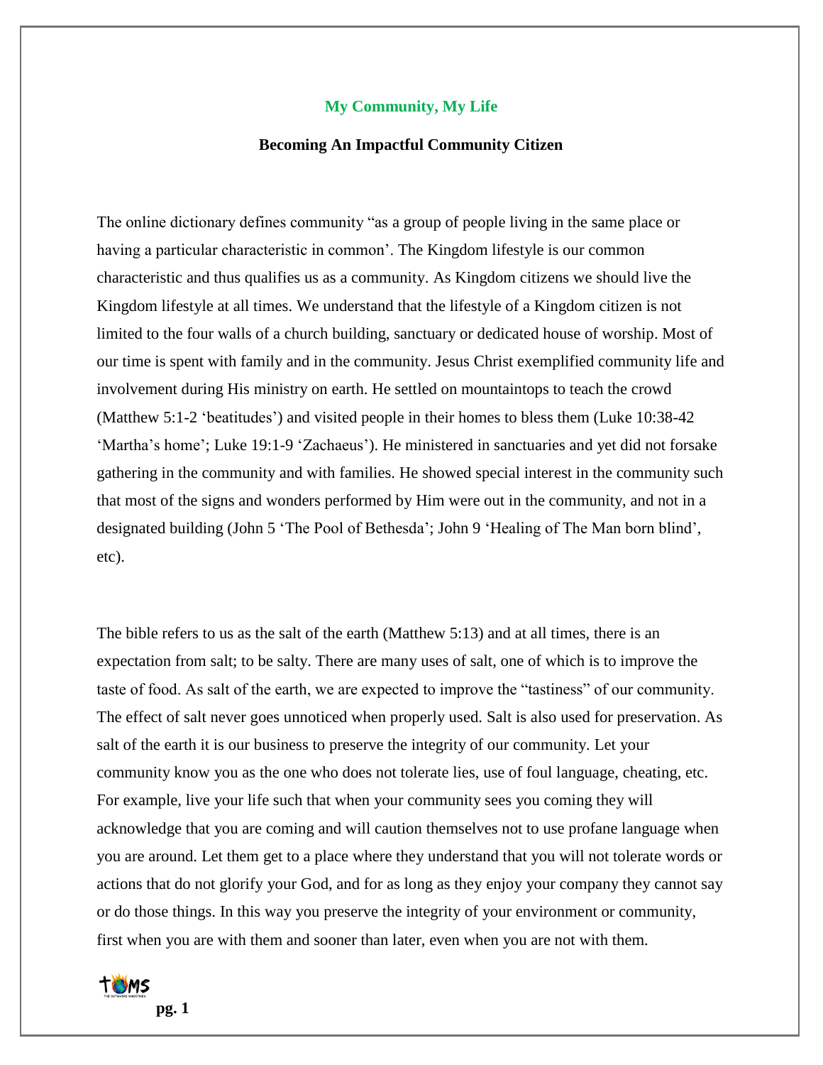# My Community, My Life

## Becoming An Impactful Community Citizen

The online dictionary defines community "as a group of people living in the same place or having a particular characteristic in common'. The Kingdom lifestyle is our common characteristic and thus qualifies us as a community. As Kingdom citizens we should live the Kingdom lifestyle at all times. We understand that the lifestyle of a Kingdom citizen is not limited to the four walls of a church building, sanctuary or dedicated house of worship. Most of our time is spent with family and in the community. Jesus Christ exemplified community life and involvement during His ministry on earth. He settled on mountaintops to teach the crowd (Matthew 5:1-2 'beatitudes') and visited people in their homes to bless them (Luke 10:38-42 'Martha's home'; Luke 19:1-9 'Zachaeus'). He ministered in sanctuaries and yet did not forsake gathering in the community and with families. He showed special interest in the community such that most of the signs and wonders performed by Him were out in the community, and not in a designated building (John 5 'The Pool of Bethesda'; John 9 'Healing of The Man born blind', etc).

The bible refers to us as the salt of the earth (Matthew 5:13) and at all times, there is an expectation from salt; to be salty. There are many uses of salt, one of which is to improve the taste of food. As salt of the earth, we are expected to improve the "tastiness" of our community. The effect of salt never goes unnoticed when properly used. Salt is also used for preservation. As salt of the earth it is our business to preserve the integrity of our community. Let your community know you as the one who does not tolerate lies, use of foul language, cheating, etc. For example, live your life such that when your community sees you coming they will acknowledge that you are coming and will caution themselves not to use profane language when you are around. Let them get to a place where they understand that you will not tolerate words or actions that do not glorify your God, and for as long as they enjoy your company they cannot say or do those things. In this way you preserve the integrity of your environment or community, first when you are with them and sooner than later, even when you are not with them.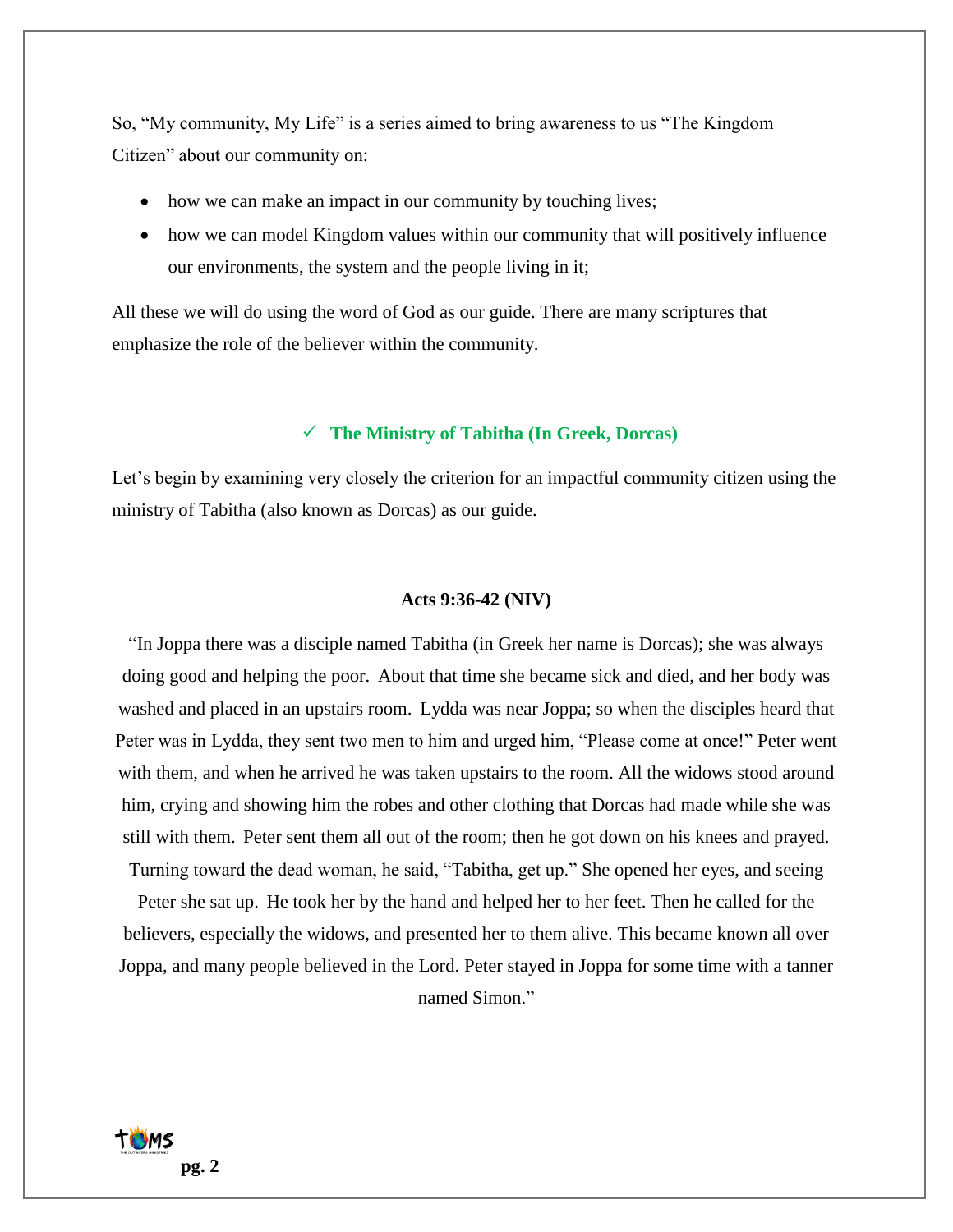So, "My community, My Life" is a series aimed to bring awareness to us "The Kingdom Citizen" about our community on:

- how we can make an impact in our community by touching lives;
- how we can model Kingdom values within our community that will positively influence our environments, the system and the people living in it;

All these we will do using the word of God as our guide. There are many scriptures that emphasize the role of the believer within the community.

## ✓ The Ministry of Tabitha (In Greek, Dorcas)

Let's begin by examining very closely the criterion for an impactful community citizen using the ministry of Tabitha (also known as Dorcas) as our guide.

**Acts 9:36-42 (NIV)**

"In Joppa there was a disciple named Tabitha (in Greek her name is Dorcas); she was always doing good and helping the poor. About that time she became sick and died, and her body was washed and placed in an upstairs room. Lydda was near Joppa; so when the disciples heard that Peter was in Lydda, they sent two men to him and urged him, "Please come at once!" Peter went with them, and when he arrived he was taken upstairs to the room. All the widows stood around him, crying and showing him the robes and other clothing that Dorcas had made while she was still with them. Peter sent them all out of the room; then he got down on his knees and prayed. Turning toward the dead woman, he said, "Tabitha, get up." She opened her eyes, and seeing Peter she sat up. He took her by the hand and helped her to her feet. Then he called for the believers, especially the widows, and presented her to them alive. This became known all over Joppa, and many people believed in the Lord. Peter stayed in Joppa for some time with a tanner named Simon."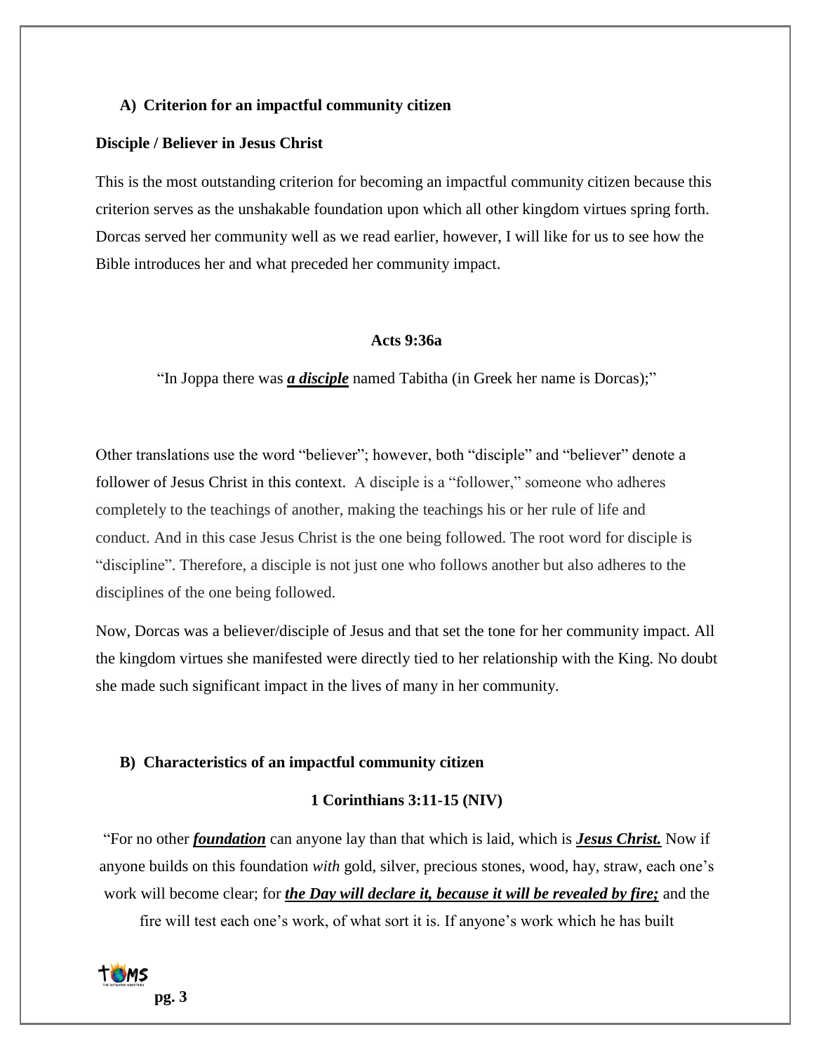### A) Criterion for an impactful community citizen

**Disciple / Believer in Jesus Christ**

This is the most outstanding criterion for becoming an impactful community citizen because this criterion serves as the unshakable foundation upon which all other kingdom virtues spring forth. Dorcas served her community well as we read earlier, however, I will like for us to see how the Bible introduces her and what preceded her community impact.

**Acts 9:36a**

"In Joppa there was ***a disciple*** named Tabitha (in Greek her name is Dorcas);"

Other translations use the word "believer"; however, both "disciple" and "believer" denote a follower of Jesus Christ in this context. A disciple is a "follower," someone who adheres completely to the teachings of another, making the teachings his or her rule of life and conduct. And in this case Jesus Christ is the one being followed. The root word for disciple is "discipline". Therefore, a disciple is not just one who follows another but also adheres to the disciplines of the one being followed.

Now, Dorcas was a believer/disciple of Jesus and that set the tone for her community impact. All the kingdom virtues she manifested were directly tied to her relationship with the King. No doubt she made such significant impact in the lives of many in her community.

### B) Characteristics of an impactful community citizen

**1 Corinthians 3:11-15 (NIV)**

"For no other ***foundation*** can anyone lay than that which is laid, which is ***Jesus Christ.*** Now if anyone builds on this foundation *with* gold, silver, precious stones, wood, hay, straw, each one's work will become clear; for ***the Day will declare it, because it will be revealed by fire;*** and the fire will test each one's work, of what sort it is. If anyone's work which he has built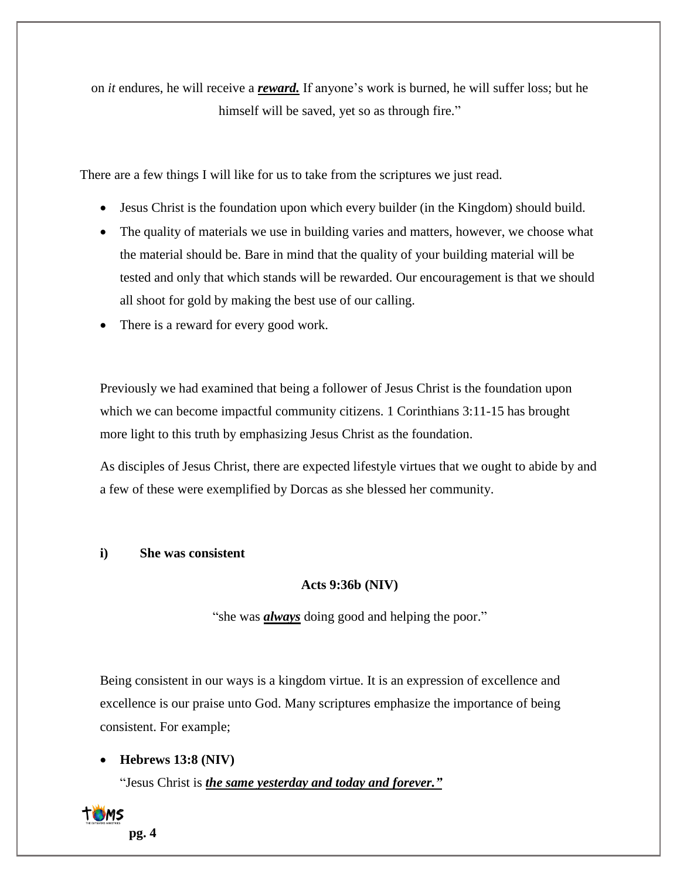on *it* endures, he will receive a ***reward.*** If anyone's work is burned, he will suffer loss; but he himself will be saved, yet so as through fire."

There are a few things I will like for us to take from the scriptures we just read.

- Jesus Christ is the foundation upon which every builder (in the Kingdom) should build.
- The quality of materials we use in building varies and matters, however, we choose what the material should be. Bare in mind that the quality of your building material will be tested and only that which stands will be rewarded. Our encouragement is that we should all shoot for gold by making the best use of our calling.
- There is a reward for every good work.

Previously we had examined that being a follower of Jesus Christ is the foundation upon which we can become impactful community citizens. 1 Corinthians 3:11-15 has brought more light to this truth by emphasizing Jesus Christ as the foundation.

As disciples of Jesus Christ, there are expected lifestyle virtues that we ought to abide by and a few of these were exemplified by Dorcas as she blessed her community.

**i) She was consistent**

**Acts 9:36b (NIV)**

"she was ***always*** doing good and helping the poor."

Being consistent in our ways is a kingdom virtue. It is an expression of excellence and excellence is our praise unto God. Many scriptures emphasize the importance of being consistent. For example;

- **Hebrews 13:8 (NIV)**

  "Jesus Christ is ***the same yesterday and today and forever."***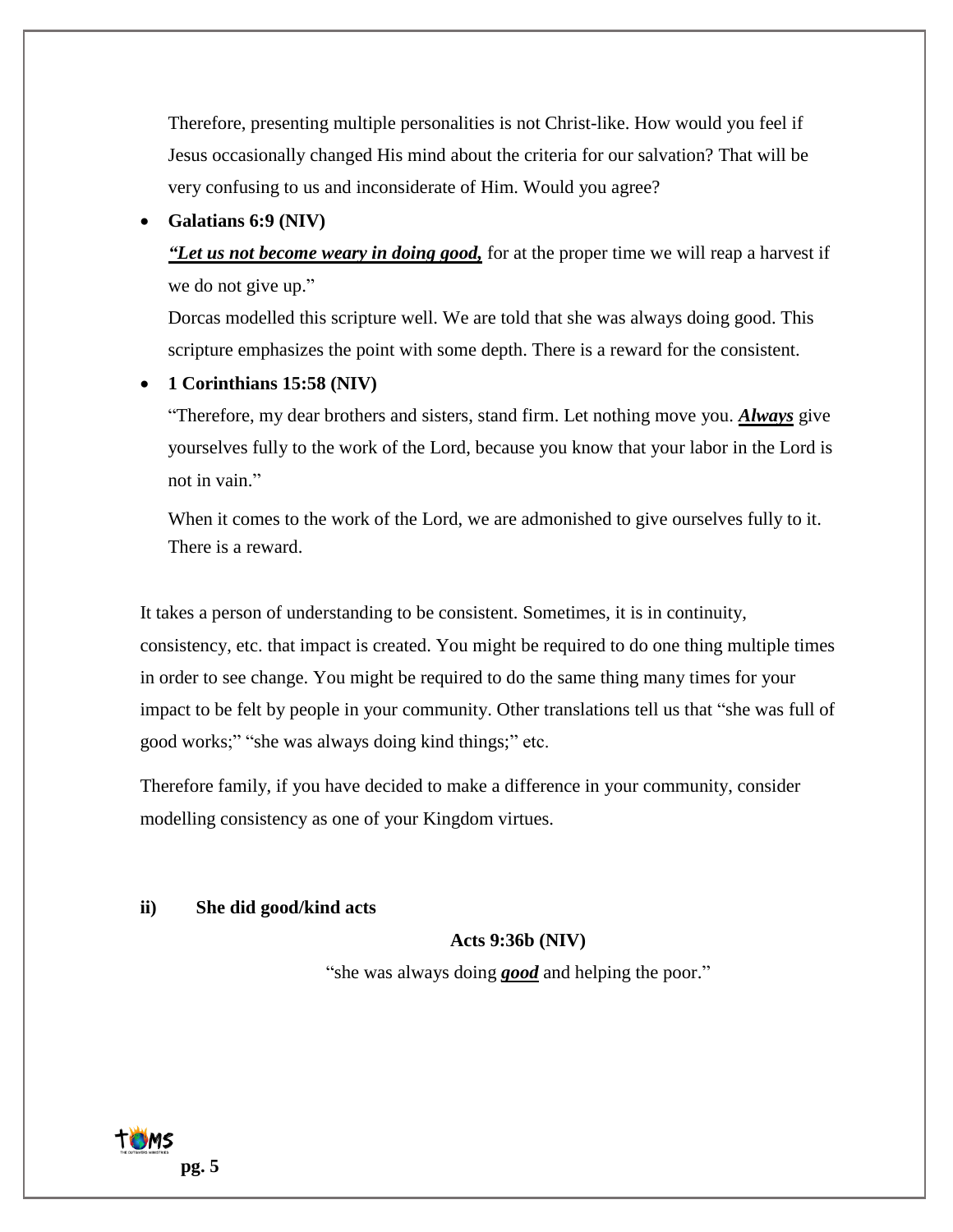Therefore, presenting multiple personalities is not Christ-like. How would you feel if Jesus occasionally changed His mind about the criteria for our salvation? That will be very confusing to us and inconsiderate of Him. Would you agree?

- **Galatians 6:9 (NIV)**

  ***<u>"Let us not become weary in doing good,</u>*** for at the proper time we will reap a harvest if we do not give up."

  Dorcas modelled this scripture well. We are told that she was always doing good. This scripture emphasizes the point with some depth. There is a reward for the consistent.

- **1 Corinthians 15:58 (NIV)**

  "Therefore, my dear brothers and sisters, stand firm. Let nothing move you. ***<u>Always</u>*** give yourselves fully to the work of the Lord, because you know that your labor in the Lord is not in vain."

  When it comes to the work of the Lord, we are admonished to give ourselves fully to it. There is a reward.

It takes a person of understanding to be consistent. Sometimes, it is in continuity, consistency, etc. that impact is created. You might be required to do one thing multiple times in order to see change. You might be required to do the same thing many times for your impact to be felt by people in your community. Other translations tell us that "she was full of good works;" "she was always doing kind things;" etc.

Therefore family, if you have decided to make a difference in your community, consider modelling consistency as one of your Kingdom virtues.

**ii) She did good/kind acts**

**Acts 9:36b (NIV)**

"she was always doing ***<u>good</u>*** and helping the poor."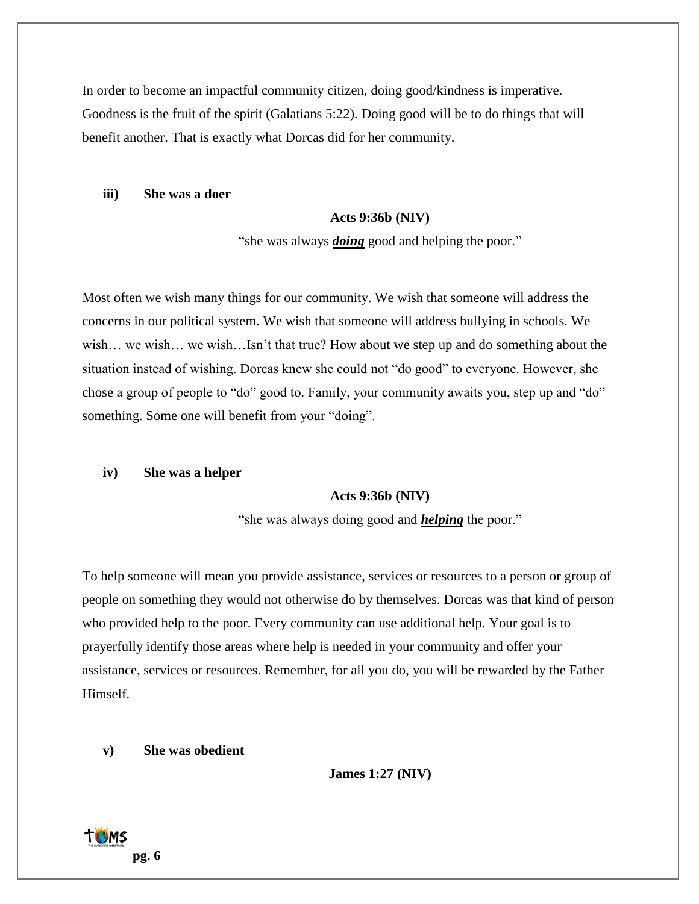In order to become an impactful community citizen, doing good/kindness is imperative. Goodness is the fruit of the spirit (Galatians 5:22). Doing good will be to do things that will benefit another. That is exactly what Dorcas did for her community.

**iii) She was a doer**

**Acts 9:36b (NIV)**

"she was always ***doing*** good and helping the poor."

Most often we wish many things for our community. We wish that someone will address the concerns in our political system. We wish that someone will address bullying in schools. We wish… we wish… we wish…Isn't that true? How about we step up and do something about the situation instead of wishing. Dorcas knew she could not "do good" to everyone. However, she chose a group of people to "do" good to. Family, your community awaits you, step up and "do" something. Some one will benefit from your "doing".

**iv) She was a helper**

**Acts 9:36b (NIV)**

"she was always doing good and ***helping*** the poor."

To help someone will mean you provide assistance, services or resources to a person or group of people on something they would not otherwise do by themselves. Dorcas was that kind of person who provided help to the poor. Every community can use additional help. Your goal is to prayerfully identify those areas where help is needed in your community and offer your assistance, services or resources. Remember, for all you do, you will be rewarded by the Father Himself.

**v) She was obedient**

**James 1:27 (NIV)**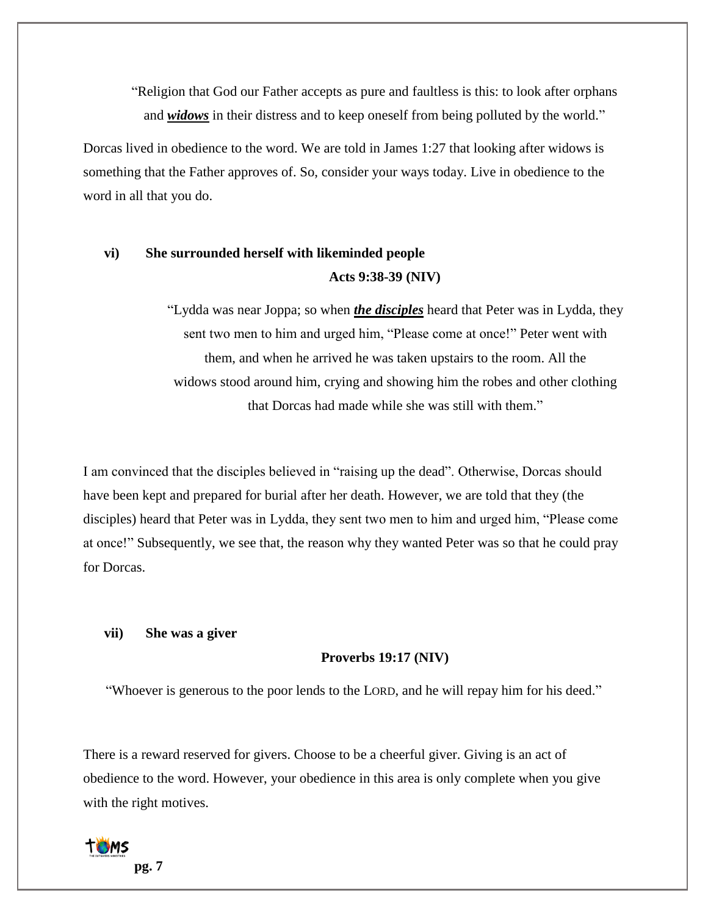"Religion that God our Father accepts as pure and faultless is this: to look after orphans and ***widows*** in their distress and to keep oneself from being polluted by the world."

Dorcas lived in obedience to the word. We are told in James 1:27 that looking after widows is something that the Father approves of. So, consider your ways today. Live in obedience to the word in all that you do.

**vi) She surrounded herself with likeminded people**

**Acts 9:38-39 (NIV)**

"Lydda was near Joppa; so when ***the disciples*** heard that Peter was in Lydda, they sent two men to him and urged him, "Please come at once!" Peter went with them, and when he arrived he was taken upstairs to the room. All the widows stood around him, crying and showing him the robes and other clothing that Dorcas had made while she was still with them."

I am convinced that the disciples believed in "raising up the dead". Otherwise, Dorcas should have been kept and prepared for burial after her death. However, we are told that they (the disciples) heard that Peter was in Lydda, they sent two men to him and urged him, "Please come at once!" Subsequently, we see that, the reason why they wanted Peter was so that he could pray for Dorcas.

**vii) She was a giver**

**Proverbs 19:17 (NIV)**

"Whoever is generous to the poor lends to the LORD, and he will repay him for his deed."

There is a reward reserved for givers. Choose to be a cheerful giver. Giving is an act of obedience to the word. However, your obedience in this area is only complete when you give with the right motives.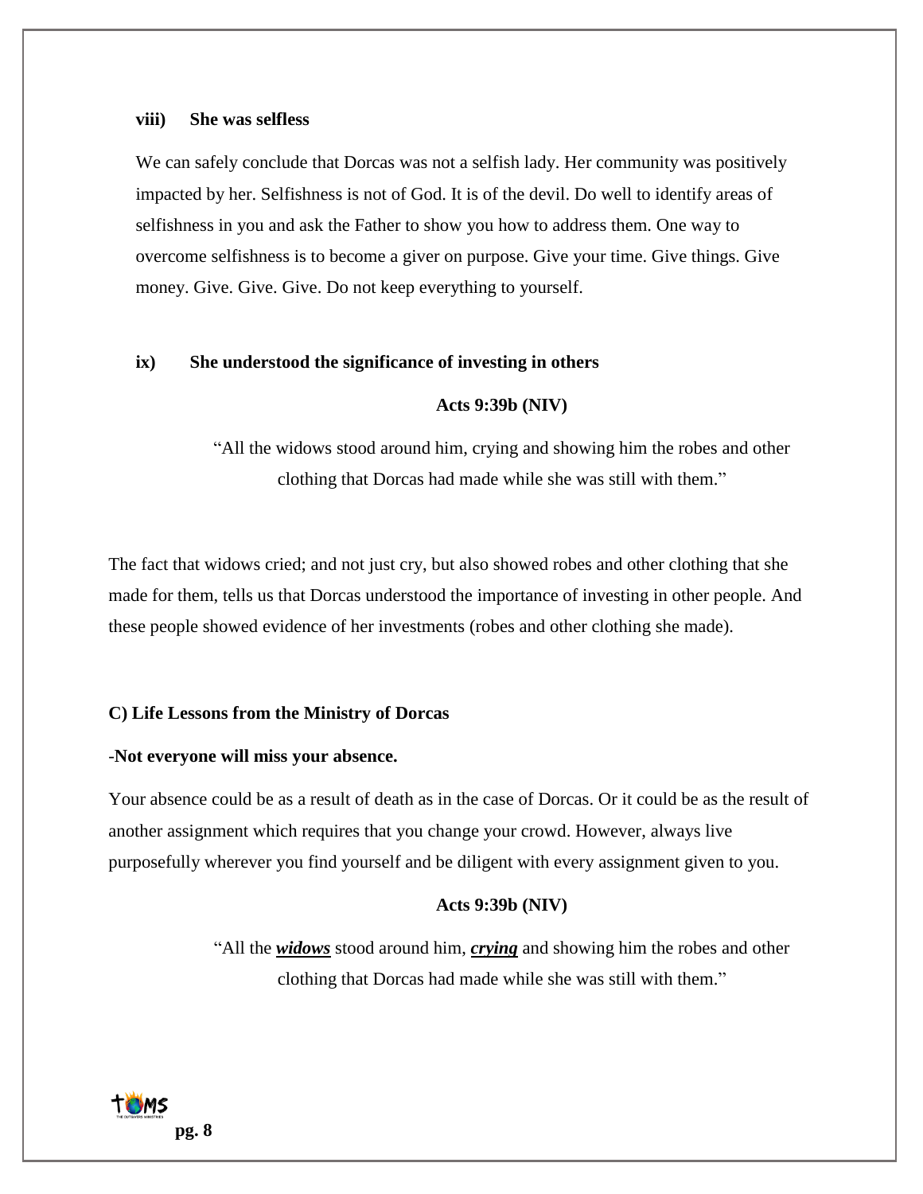**viii) She was selfless**

We can safely conclude that Dorcas was not a selfish lady. Her community was positively impacted by her. Selfishness is not of God. It is of the devil. Do well to identify areas of selfishness in you and ask the Father to show you how to address them. One way to overcome selfishness is to become a giver on purpose. Give your time. Give things. Give money. Give. Give. Give. Do not keep everything to yourself.

**ix) She understood the significance of investing in others**

**Acts 9:39b (NIV)**

"All the widows stood around him, crying and showing him the robes and other clothing that Dorcas had made while she was still with them."

The fact that widows cried; and not just cry, but also showed robes and other clothing that she made for them, tells us that Dorcas understood the importance of investing in other people. And these people showed evidence of her investments (robes and other clothing she made).

**C) Life Lessons from the Ministry of Dorcas**

-**Not everyone will miss your absence.**

Your absence could be as a result of death as in the case of Dorcas. Or it could be as the result of another assignment which requires that you change your crowd. However, always live purposefully wherever you find yourself and be diligent with every assignment given to you.

**Acts 9:39b (NIV)**

"All the ***widows*** stood around him, ***crying*** and showing him the robes and other clothing that Dorcas had made while she was still with them."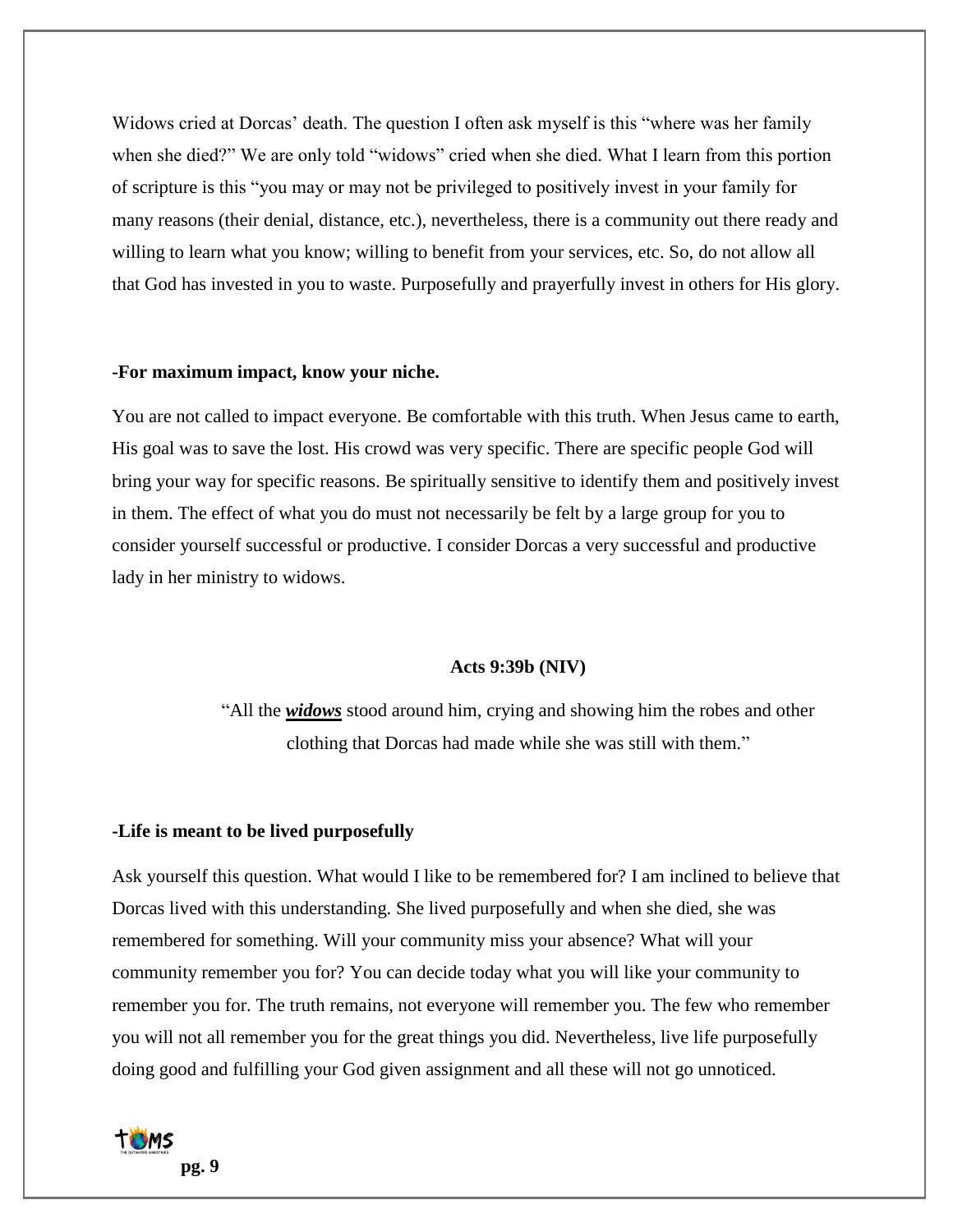Widows cried at Dorcas' death. The question I often ask myself is this "where was her family when she died?" We are only told "widows" cried when she died. What I learn from this portion of scripture is this "you may or may not be privileged to positively invest in your family for many reasons (their denial, distance, etc.), nevertheless, there is a community out there ready and willing to learn what you know; willing to benefit from your services, etc. So, do not allow all that God has invested in you to waste. Purposefully and prayerfully invest in others for His glory.

**-For maximum impact, know your niche.**

You are not called to impact everyone. Be comfortable with this truth. When Jesus came to earth, His goal was to save the lost. His crowd was very specific. There are specific people God will bring your way for specific reasons. Be spiritually sensitive to identify them and positively invest in them. The effect of what you do must not necessarily be felt by a large group for you to consider yourself successful or productive. I consider Dorcas a very successful and productive lady in her ministry to widows.

**Acts 9:39b (NIV)**

> "All the ***widows*** stood around him, crying and showing him the robes and other clothing that Dorcas had made while she was still with them."

**-Life is meant to be lived purposefully**

Ask yourself this question. What would I like to be remembered for? I am inclined to believe that Dorcas lived with this understanding. She lived purposefully and when she died, she was remembered for something. Will your community miss your absence? What will your community remember you for? You can decide today what you will like your community to remember you for. The truth remains, not everyone will remember you. The few who remember you will not all remember you for the great things you did. Nevertheless, live life purposefully doing good and fulfilling your God given assignment and all these will not go unnoticed.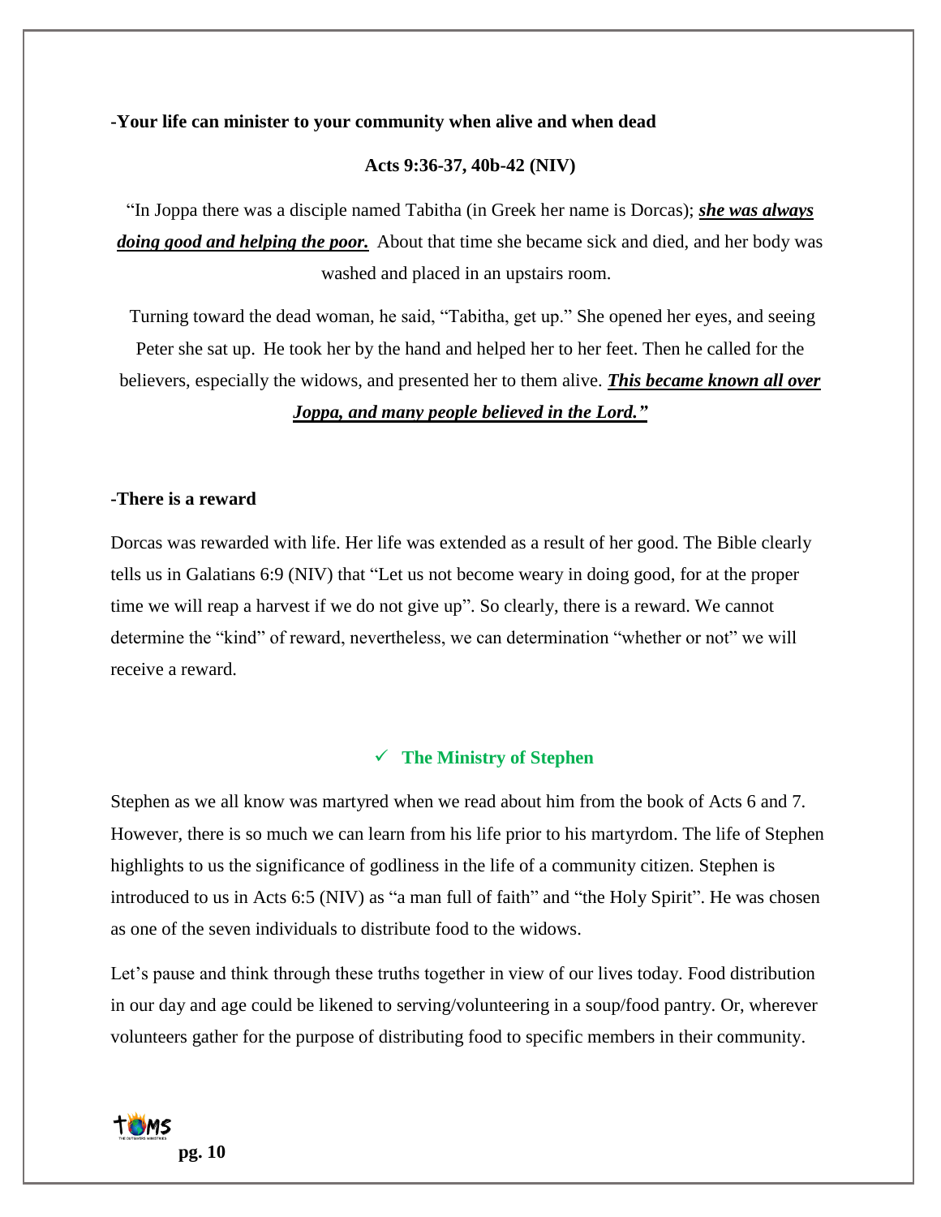**-Your life can minister to your community when alive and when dead**

**Acts 9:36-37, 40b-42 (NIV)**

"In Joppa there was a disciple named Tabitha (in Greek her name is Dorcas); ***she was always doing good and helping the poor.*** About that time she became sick and died, and her body was washed and placed in an upstairs room.

Turning toward the dead woman, he said, "Tabitha, get up." She opened her eyes, and seeing Peter she sat up. He took her by the hand and helped her to her feet. Then he called for the believers, especially the widows, and presented her to them alive. ***This became known all over Joppa, and many people believed in the Lord."***

**-There is a reward**

Dorcas was rewarded with life. Her life was extended as a result of her good. The Bible clearly tells us in Galatians 6:9 (NIV) that "Let us not become weary in doing good, for at the proper time we will reap a harvest if we do not give up". So clearly, there is a reward. We cannot determine the "kind" of reward, nevertheless, we can determination "whether or not" we will receive a reward.

✓ **The Ministry of Stephen**

Stephen as we all know was martyred when we read about him from the book of Acts 6 and 7. However, there is so much we can learn from his life prior to his martyrdom. The life of Stephen highlights to us the significance of godliness in the life of a community citizen. Stephen is introduced to us in Acts 6:5 (NIV) as "a man full of faith" and "the Holy Spirit". He was chosen as one of the seven individuals to distribute food to the widows.

Let's pause and think through these truths together in view of our lives today. Food distribution in our day and age could be likened to serving/volunteering in a soup/food pantry. Or, wherever volunteers gather for the purpose of distributing food to specific members in their community.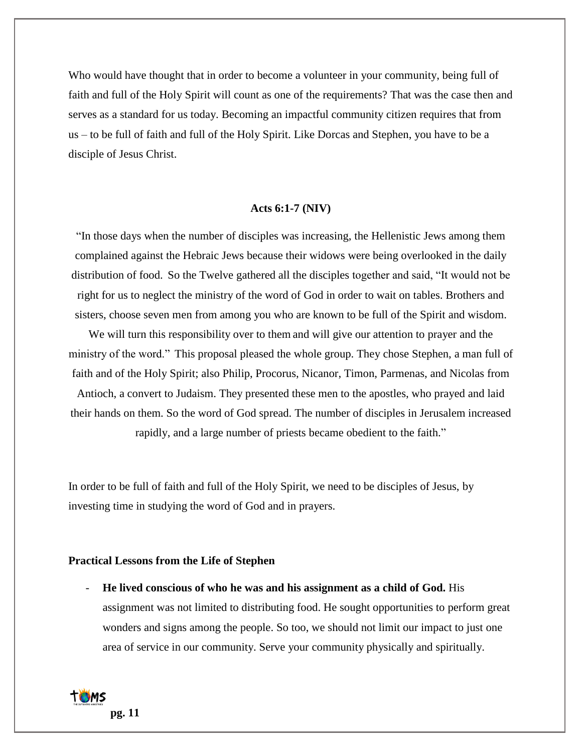Who would have thought that in order to become a volunteer in your community, being full of faith and full of the Holy Spirit will count as one of the requirements? That was the case then and serves as a standard for us today. Becoming an impactful community citizen requires that from us – to be full of faith and full of the Holy Spirit. Like Dorcas and Stephen, you have to be a disciple of Jesus Christ.

**Acts 6:1-7 (NIV)**

"In those days when the number of disciples was increasing, the Hellenistic Jews among them complained against the Hebraic Jews because their widows were being overlooked in the daily distribution of food. So the Twelve gathered all the disciples together and said, "It would not be right for us to neglect the ministry of the word of God in order to wait on tables. Brothers and sisters, choose seven men from among you who are known to be full of the Spirit and wisdom. We will turn this responsibility over to them and will give our attention to prayer and the ministry of the word." This proposal pleased the whole group. They chose Stephen, a man full of faith and of the Holy Spirit; also Philip, Procorus, Nicanor, Timon, Parmenas, and Nicolas from Antioch, a convert to Judaism. They presented these men to the apostles, who prayed and laid their hands on them. So the word of God spread. The number of disciples in Jerusalem increased rapidly, and a large number of priests became obedient to the faith."

In order to be full of faith and full of the Holy Spirit, we need to be disciples of Jesus, by investing time in studying the word of God and in prayers.

**Practical Lessons from the Life of Stephen**

- **He lived conscious of who he was and his assignment as a child of God.** His assignment was not limited to distributing food. He sought opportunities to perform great wonders and signs among the people. So too, we should not limit our impact to just one area of service in our community. Serve your community physically and spiritually.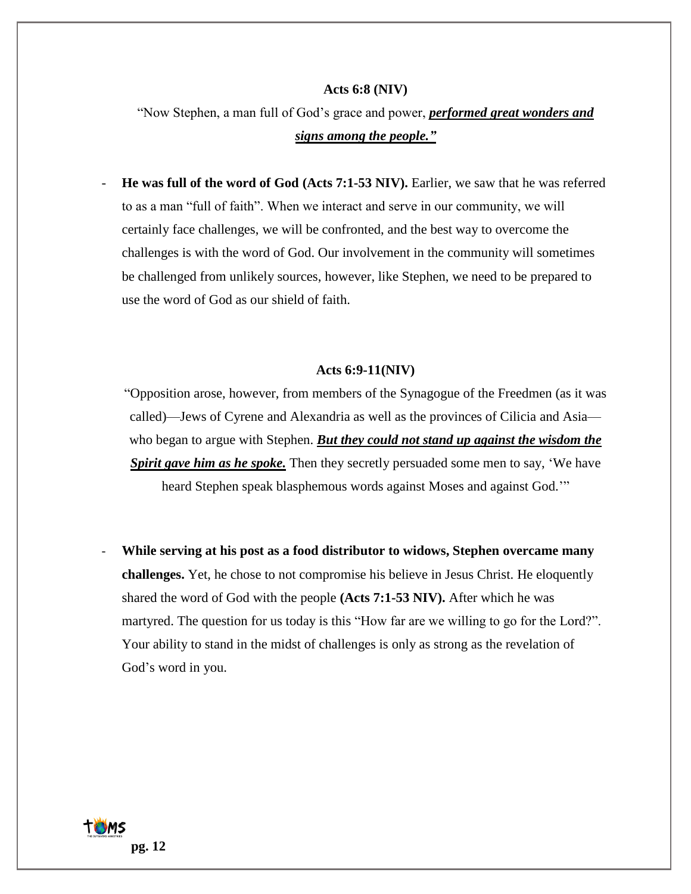**Acts 6:8 (NIV)**

"Now Stephen, a man full of God's grace and power, ***performed great wonders and signs among the people."***

- **He was full of the word of God (Acts 7:1-53 NIV).** Earlier, we saw that he was referred to as a man "full of faith". When we interact and serve in our community, we will certainly face challenges, we will be confronted, and the best way to overcome the challenges is with the word of God. Our involvement in the community will sometimes be challenged from unlikely sources, however, like Stephen, we need to be prepared to use the word of God as our shield of faith.

**Acts 6:9-11(NIV)**

"Opposition arose, however, from members of the Synagogue of the Freedmen (as it was called)—Jews of Cyrene and Alexandria as well as the provinces of Cilicia and Asia—who began to argue with Stephen. ***But they could not stand up against the wisdom the Spirit gave him as he spoke.*** Then they secretly persuaded some men to say, 'We have heard Stephen speak blasphemous words against Moses and against God.'"

- **While serving at his post as a food distributor to widows, Stephen overcame many challenges.** Yet, he chose to not compromise his believe in Jesus Christ. He eloquently shared the word of God with the people **(Acts 7:1-53 NIV).** After which he was martyred. The question for us today is this "How far are we willing to go for the Lord?". Your ability to stand in the midst of challenges is only as strong as the revelation of God's word in you.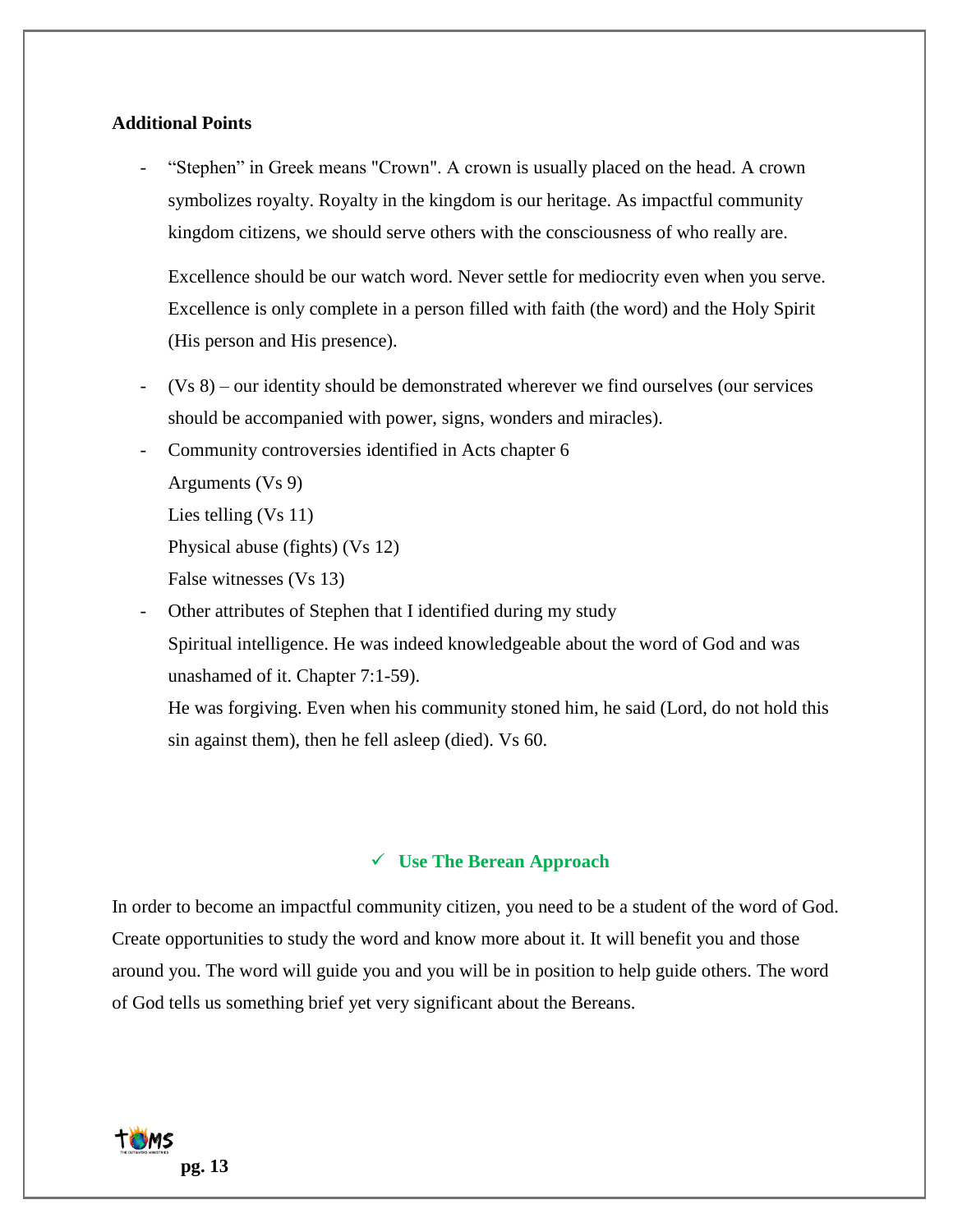**Additional Points**

- "Stephen" in Greek means "Crown". A crown is usually placed on the head. A crown symbolizes royalty. Royalty in the kingdom is our heritage. As impactful community kingdom citizens, we should serve others with the consciousness of who really are.

  Excellence should be our watch word. Never settle for mediocrity even when you serve. Excellence is only complete in a person filled with faith (the word) and the Holy Spirit (His person and His presence).

- (Vs 8) – our identity should be demonstrated wherever we find ourselves (our services should be accompanied with power, signs, wonders and miracles).
- Community controversies identified in Acts chapter 6

  Arguments (Vs 9)

  Lies telling (Vs 11)

  Physical abuse (fights) (Vs 12)

  False witnesses (Vs 13)

- Other attributes of Stephen that I identified during my study

  Spiritual intelligence. He was indeed knowledgeable about the word of God and was unashamed of it. Chapter 7:1-59).

  He was forgiving. Even when his community stoned him, he said (Lord, do not hold this sin against them), then he fell asleep (died). Vs 60.

### ✓ Use The Berean Approach

In order to become an impactful community citizen, you need to be a student of the word of God. Create opportunities to study the word and know more about it. It will benefit you and those around you. The word will guide you and you will be in position to help guide others. The word of God tells us something brief yet very significant about the Bereans.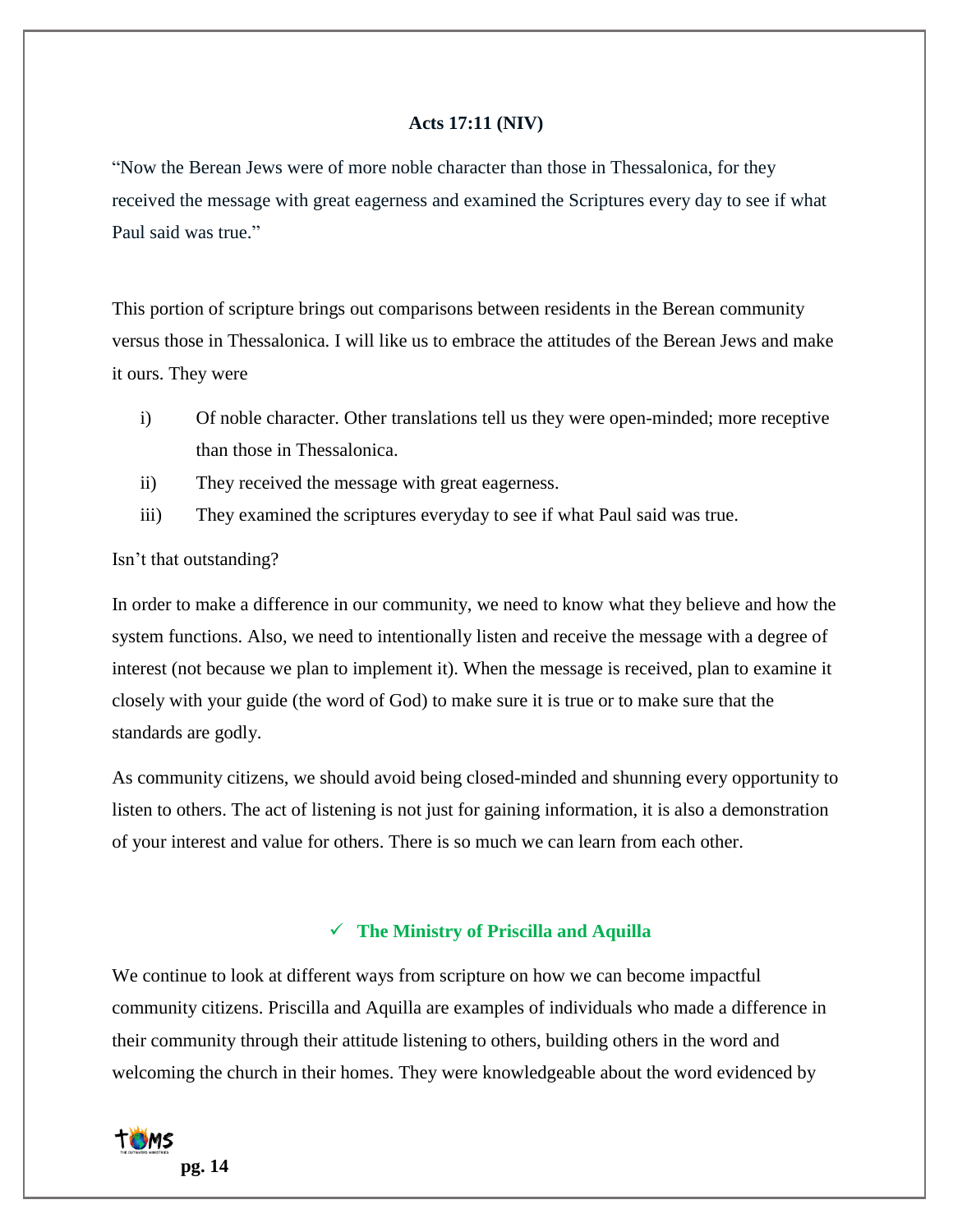**Acts 17:11 (NIV)**

"Now the Berean Jews were of more noble character than those in Thessalonica, for they received the message with great eagerness and examined the Scriptures every day to see if what Paul said was true."

This portion of scripture brings out comparisons between residents in the Berean community versus those in Thessalonica. I will like us to embrace the attitudes of the Berean Jews and make it ours. They were

i) Of noble character. Other translations tell us they were open-minded; more receptive than those in Thessalonica.
ii) They received the message with great eagerness.
iii) They examined the scriptures everyday to see if what Paul said was true.

Isn't that outstanding?

In order to make a difference in our community, we need to know what they believe and how the system functions. Also, we need to intentionally listen and receive the message with a degree of interest (not because we plan to implement it). When the message is received, plan to examine it closely with your guide (the word of God) to make sure it is true or to make sure that the standards are godly.

As community citizens, we should avoid being closed-minded and shunning every opportunity to listen to others. The act of listening is not just for gaining information, it is also a demonstration of your interest and value for others. There is so much we can learn from each other.

## ✓ The Ministry of Priscilla and Aquilla

We continue to look at different ways from scripture on how we can become impactful community citizens. Priscilla and Aquilla are examples of individuals who made a difference in their community through their attitude listening to others, building others in the word and welcoming the church in their homes. They were knowledgeable about the word evidenced by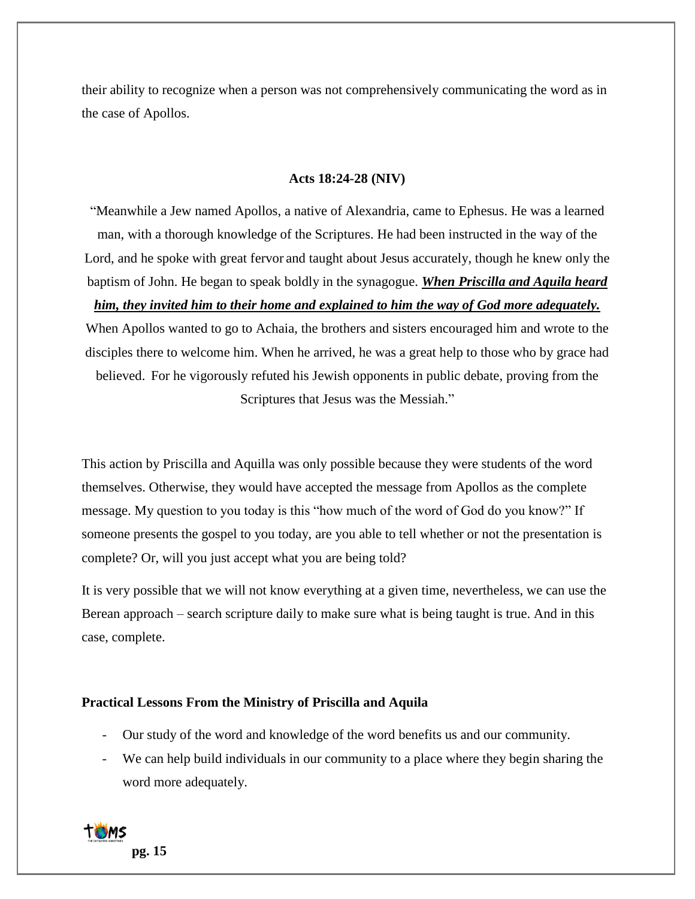their ability to recognize when a person was not comprehensively communicating the word as in the case of Apollos.

**Acts 18:24-28 (NIV)**

"Meanwhile a Jew named Apollos, a native of Alexandria, came to Ephesus. He was a learned man, with a thorough knowledge of the Scriptures. He had been instructed in the way of the Lord, and he spoke with great fervor and taught about Jesus accurately, though he knew only the baptism of John. He began to speak boldly in the synagogue. ***<u>When Priscilla and Aquila heard him, they invited him to their home and explained to him the way of God more adequately.</u>*** When Apollos wanted to go to Achaia, the brothers and sisters encouraged him and wrote to the disciples there to welcome him. When he arrived, he was a great help to those who by grace had believed. For he vigorously refuted his Jewish opponents in public debate, proving from the Scriptures that Jesus was the Messiah."

This action by Priscilla and Aquilla was only possible because they were students of the word themselves. Otherwise, they would have accepted the message from Apollos as the complete message. My question to you today is this "how much of the word of God do you know?" If someone presents the gospel to you today, are you able to tell whether or not the presentation is complete? Or, will you just accept what you are being told?

It is very possible that we will not know everything at a given time, nevertheless, we can use the Berean approach – search scripture daily to make sure what is being taught is true. And in this case, complete.

**Practical Lessons From the Ministry of Priscilla and Aquila**

- Our study of the word and knowledge of the word benefits us and our community.
- We can help build individuals in our community to a place where they begin sharing the word more adequately.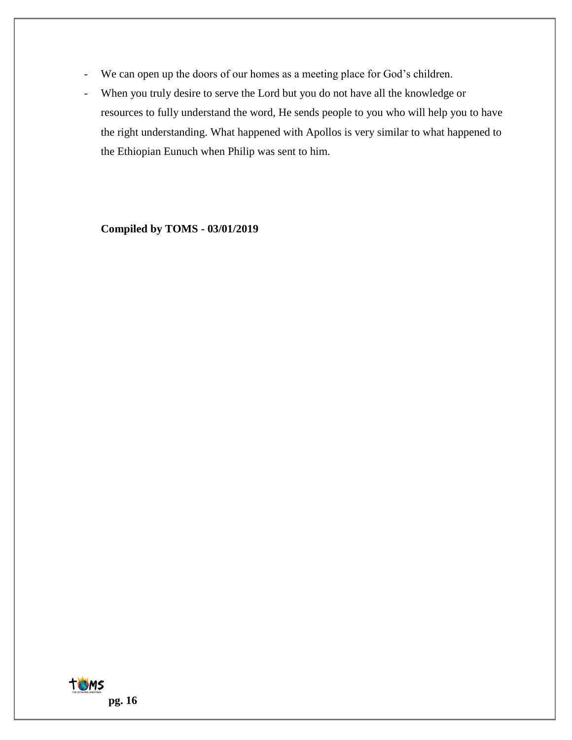- We can open up the doors of our homes as a meeting place for God's children.
- When you truly desire to serve the Lord but you do not have all the knowledge or resources to fully understand the word, He sends people to you who will help you to have the right understanding. What happened with Apollos is very similar to what happened to the Ethiopian Eunuch when Philip was sent to him.

**Compiled by TOMS - 03/01/2019**